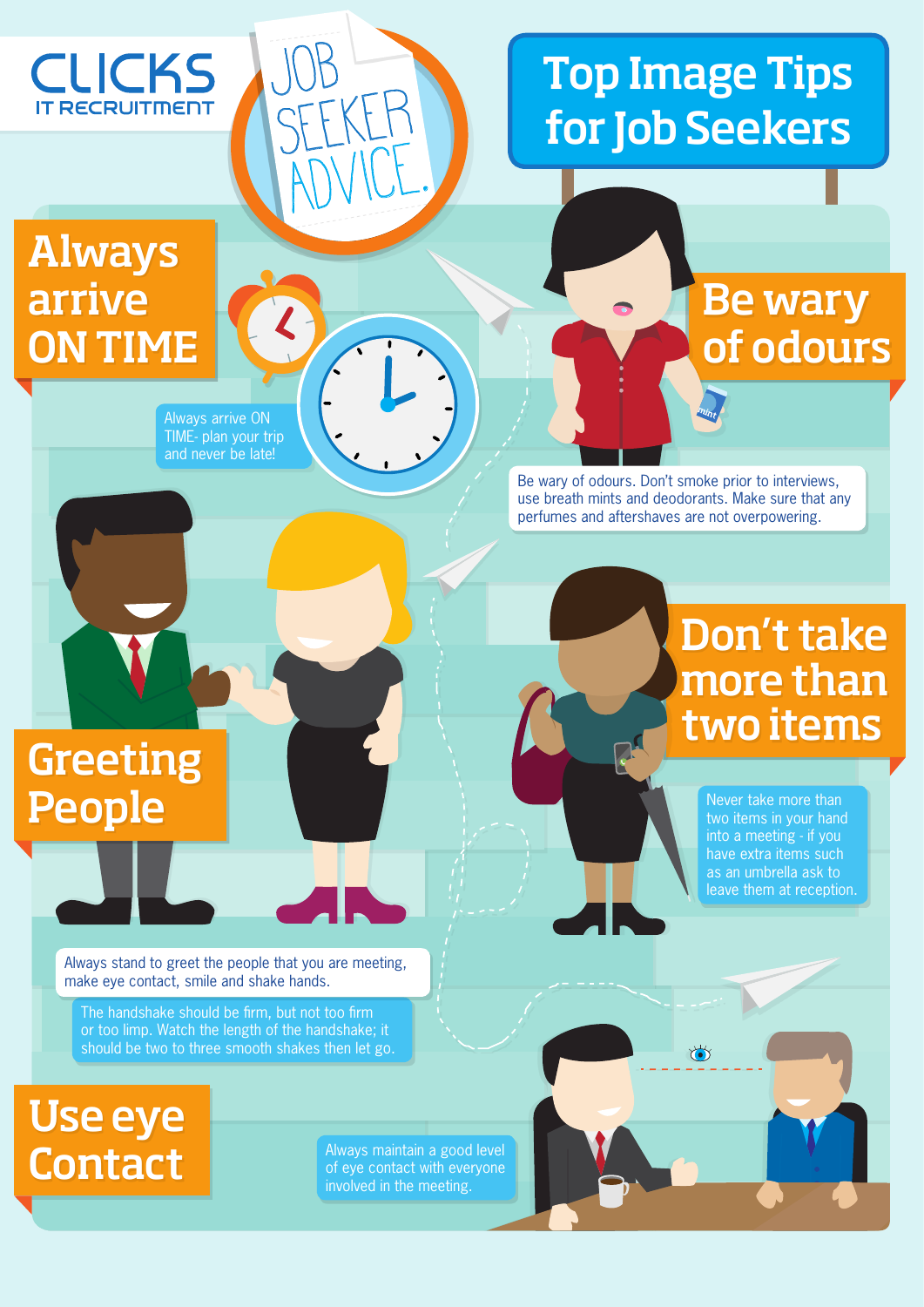CLICKS
IT RECRUITMENT

JOB SEEKER ADVICE.

# Top Image Tips for Job Seekers

## Always arrive ON TIME

Always arrive ON TIME- plan your trip and never be late!

## Be wary of odours

Be wary of odours. Don't smoke prior to interviews, use breath mints and deodorants. Make sure that any perfumes and aftershaves are not overpowering.

## Greeting People

Always stand to greet the people that you are meeting, make eye contact, smile and shake hands.

The handshake should be firm, but not too firm or too limp. Watch the length of the handshake; it should be two to three smooth shakes then let go.

## Don't take more than two items

Never take more than two items in your hand into a meeting - if you have extra items such as an umbrella ask to leave them at reception.

## Use eye Contact

Always maintain a good level of eye contact with everyone involved in the meeting.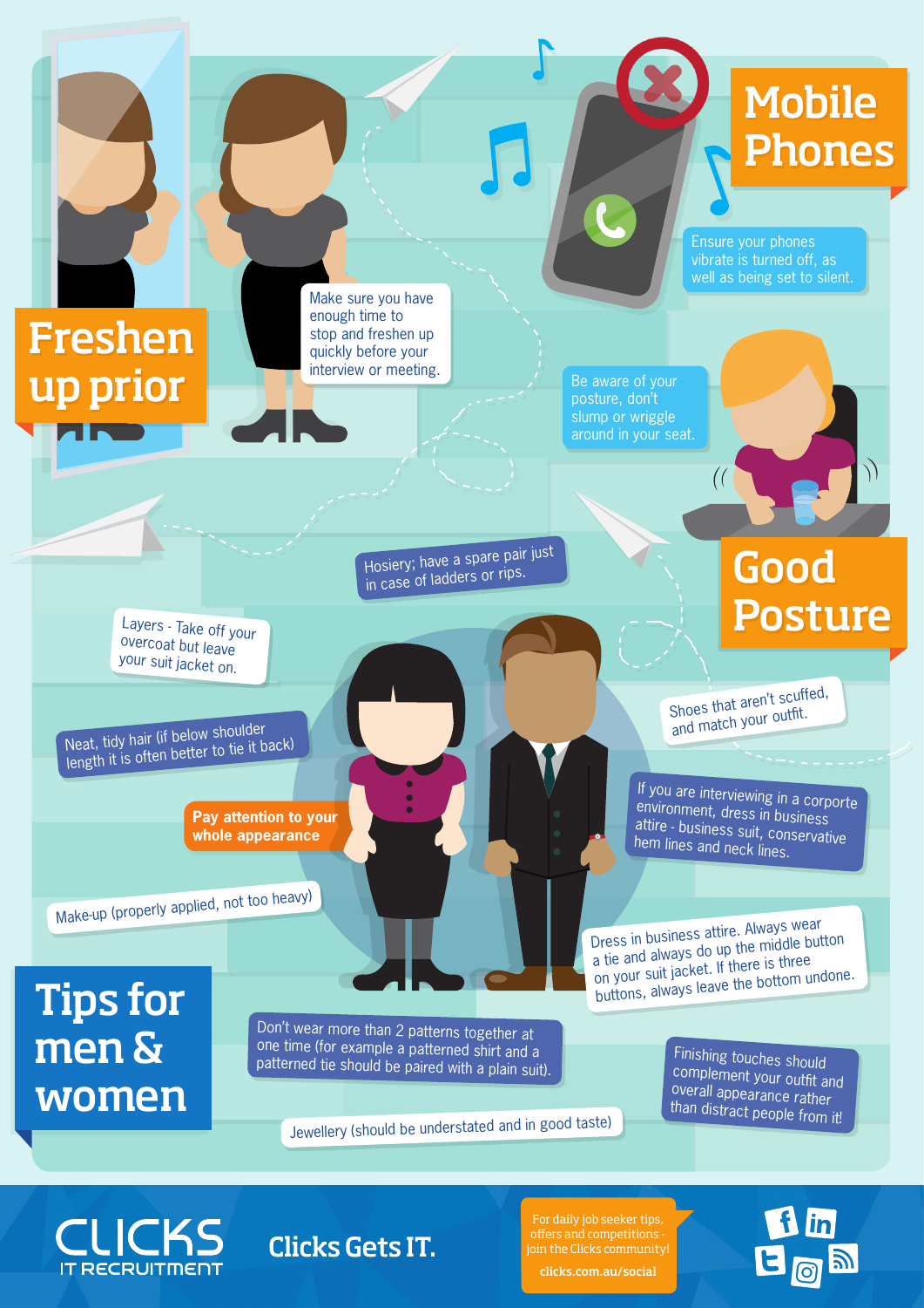## Freshen up prior

Make sure you have enough time to stop and freshen up quickly before your interview or meeting.

## Mobile Phones

Ensure your phones vibrate is turned off, as well as being set to silent.

## Good Posture

Be aware of your posture, don't slump or wriggle around in your seat.

## Tips for men & women

Hosiery; have a spare pair just in case of ladders or rips.

Layers - Take off your overcoat but leave your suit jacket on.

Shoes that aren't scuffed, and match your outfit.

Neat, tidy hair (if below shoulder length it is often better to tie it back)

**Pay attention to your whole appearance**

If you are interviewing in a corporte environment, dress in business attire - business suit, conservative hem lines and neck lines.

Make-up (properly applied, not too heavy)

Dress in business attire. Always wear a tie and always do up the middle button on your suit jacket. If there is three buttons, always leave the bottom undone.

Don't wear more than 2 patterns together at one time (for example a patterned shirt and a patterned tie should be paired with a plain suit).

Finishing touches should complement your outfit and overall appearance rather than distract people from it!

Jewellery (should be understated and in good taste)

CLICKS IT RECRUITMENT

Clicks Gets IT.

For daily job seeker tips, offers and competitions - join the Clicks community!

clicks.com.au/social